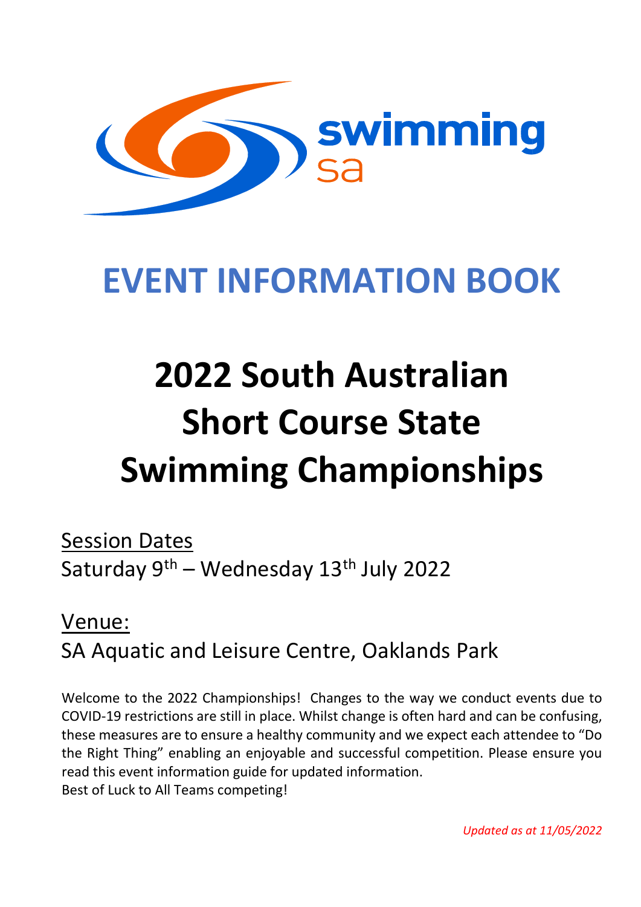swimming sa

# EVENT INFORMATION BOOK

# 2022 South Australian Short Course State Swimming Championships

Session Dates

Saturday 9th – Wednesday 13th July 2022

Venue:

SA Aquatic and Leisure Centre, Oaklands Park

Welcome to the 2022 Championships! Changes to the way we conduct events due to COVID-19 restrictions are still in place. Whilst change is often hard and can be confusing, these measures are to ensure a healthy community and we expect each attendee to "Do the Right Thing" enabling an enjoyable and successful competition. Please ensure you read this event information guide for updated information.
Best of Luck to All Teams competing!

*Updated as at 11/05/2022*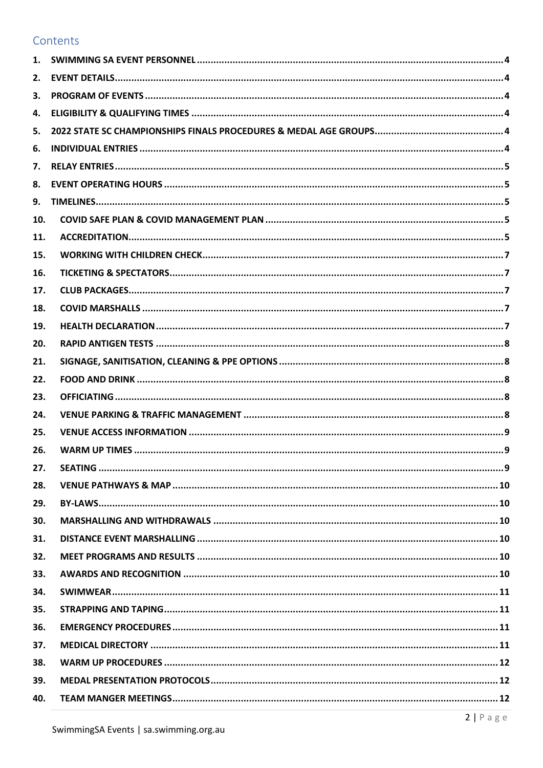## Contents

1. SWIMMING SA EVENT PERSONNEL ..... 4
2. EVENT DETAILS ..... 4
3. PROGRAM OF EVENTS ..... 4
4. ELIGIBILITY & QUALIFYING TIMES ..... 4
5. 2022 STATE SC CHAMPIONSHIPS FINALS PROCEDURES & MEDAL AGE GROUPS ..... 4
6. INDIVIDUAL ENTRIES ..... 4
7. RELAY ENTRIES ..... 5
8. EVENT OPERATING HOURS ..... 5
9. TIMELINES ..... 5
10. COVID SAFE PLAN & COVID MANAGEMENT PLAN ..... 5
11. ACCREDITATION ..... 5
15. WORKING WITH CHILDREN CHECK ..... 7
16. TICKETING & SPECTATORS ..... 7
17. CLUB PACKAGES ..... 7
18. COVID MARSHALLS ..... 7
19. HEALTH DECLARATION ..... 7
20. RAPID ANTIGEN TESTS ..... 8
21. SIGNAGE, SANITISATION, CLEANING & PPE OPTIONS ..... 8
22. FOOD AND DRINK ..... 8
23. OFFICIATING ..... 8
24. VENUE PARKING & TRAFFIC MANAGEMENT ..... 8
25. VENUE ACCESS INFORMATION ..... 9
26. WARM UP TIMES ..... 9
27. SEATING ..... 9
28. VENUE PATHWAYS & MAP ..... 10
29. BY-LAWS ..... 10
30. MARSHALLING AND WITHDRAWALS ..... 10
31. DISTANCE EVENT MARSHALLING ..... 10
32. MEET PROGRAMS AND RESULTS ..... 10
33. AWARDS AND RECOGNITION ..... 10
34. SWIMWEAR ..... 11
35. STRAPPING AND TAPING ..... 11
36. EMERGENCY PROCEDURES ..... 11
37. MEDICAL DIRECTORY ..... 11
38. WARM UP PROCEDURES ..... 12
39. MEDAL PRESENTATION PROTOCOLS ..... 12
40. TEAM MANGER MEETINGS ..... 12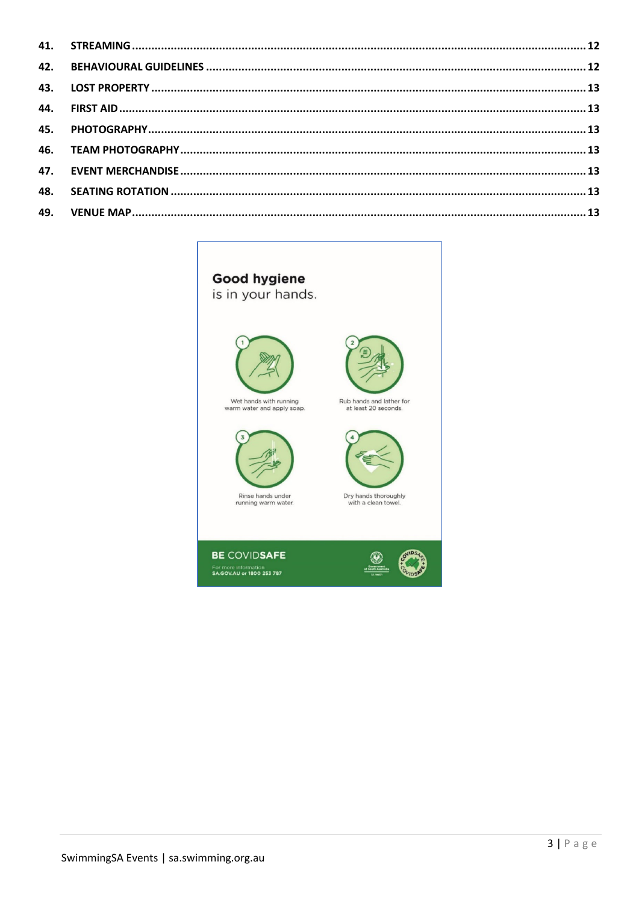| | | |
|---|---|---|
| 41. | STREAMING | 12 |
| 42. | BEHAVIOURAL GUIDELINES | 12 |
| 43. | LOST PROPERTY | 13 |
| 44. | FIRST AID | 13 |
| 45. | PHOTOGRAPHY | 13 |
| 46. | TEAM PHOTOGRAPHY | 13 |
| 47. | EVENT MERCHANDISE | 13 |
| 48. | SEATING ROTATION | 13 |
| 49. | VENUE MAP | 13 |

**Good hygiene** is in your hands.

1. Wet hands with running warm water and apply soap.
2. Rub hands and lather for at least 20 seconds.
3. Rinse hands under running warm water.
4. Dry hands thoroughly with a clean towel.

**BE COVIDSAFE**

For more information SA.GOV.AU or 1800 253 787

SwimmingSA Events | sa.swimming.org.au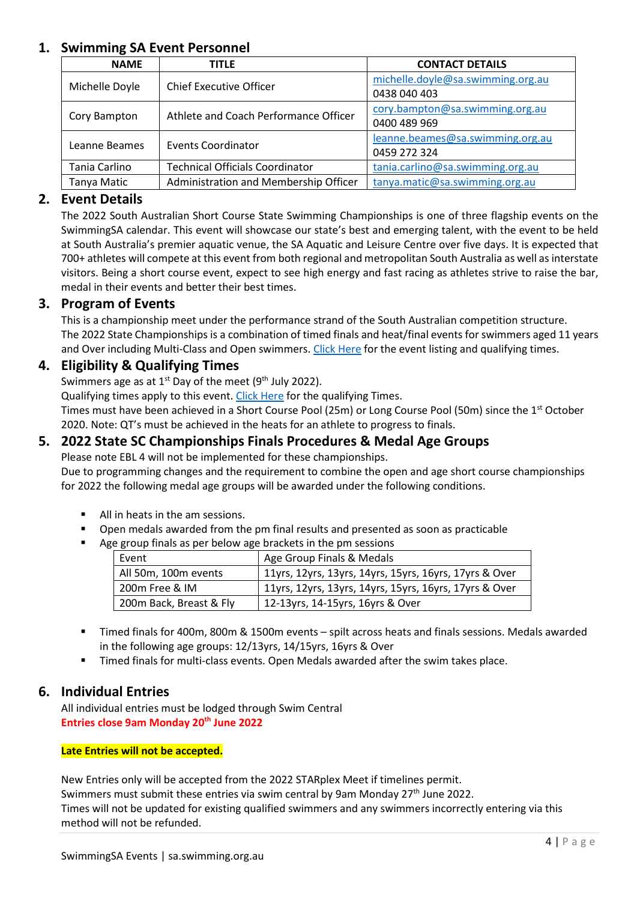## 1. Swimming SA Event Personnel

| NAME | TITLE | CONTACT DETAILS |
|---|---|---|
| Michelle Doyle | Chief Executive Officer | michelle.doyle@sa.swimming.org.au 0438 040 403 |
| Cory Bampton | Athlete and Coach Performance Officer | cory.bampton@sa.swimming.org.au 0400 489 969 |
| Leanne Beames | Events Coordinator | leanne.beames@sa.swimming.org.au 0459 272 324 |
| Tania Carlino | Technical Officials Coordinator | tania.carlino@sa.swimming.org.au |
| Tanya Matic | Administration and Membership Officer | tanya.matic@sa.swimming.org.au |

## 2. Event Details

The 2022 South Australian Short Course State Swimming Championships is one of three flagship events on the SwimmingSA calendar. This event will showcase our state's best and emerging talent, with the event to be held at South Australia's premier aquatic venue, the SA Aquatic and Leisure Centre over five days. It is expected that 700+ athletes will compete at this event from both regional and metropolitan South Australia as well as interstate visitors. Being a short course event, expect to see high energy and fast racing as athletes strive to raise the bar, medal in their events and better their best times.

## 3. Program of Events

This is a championship meet under the performance strand of the South Australian competition structure.
The 2022 State Championships is a combination of timed finals and heat/final events for swimmers aged 11 years and Over including Multi-Class and Open swimmers. Click Here for the event listing and qualifying times.

## 4. Eligibility & Qualifying Times

Swimmers age as at 1st Day of the meet (9th July 2022).
Qualifying times apply to this event. Click Here for the qualifying Times.
Times must have been achieved in a Short Course Pool (25m) or Long Course Pool (50m) since the 1st October 2020. Note: QT's must be achieved in the heats for an athlete to progress to finals.

## 5. 2022 State SC Championships Finals Procedures & Medal Age Groups

Please note EBL 4 will not be implemented for these championships.
Due to programming changes and the requirement to combine the open and age short course championships for 2022 the following medal age groups will be awarded under the following conditions.

- All in heats in the am sessions.
- Open medals awarded from the pm final results and presented as soon as practicable
- Age group finals as per below age brackets in the pm sessions

| Event | Age Group Finals & Medals |
|---|---|
| All 50m, 100m events | 11yrs, 12yrs, 13yrs, 14yrs, 15yrs, 16yrs, 17yrs & Over |
| 200m Free & IM | 11yrs, 12yrs, 13yrs, 14yrs, 15yrs, 16yrs, 17yrs & Over |
| 200m Back, Breast & Fly | 12-13yrs, 14-15yrs, 16yrs & Over |

- Timed finals for 400m, 800m & 1500m events – spilt across heats and finals sessions. Medals awarded in the following age groups: 12/13yrs, 14/15yrs, 16yrs & Over
- Timed finals for multi-class events. Open Medals awarded after the swim takes place.

## 6. Individual Entries

All individual entries must be lodged through Swim Central
**Entries close 9am Monday 20th June 2022**

**Late Entries will not be accepted.**

New Entries only will be accepted from the 2022 STARplex Meet if timelines permit.
Swimmers must submit these entries via swim central by 9am Monday 27th June 2022.
Times will not be updated for existing qualified swimmers and any swimmers incorrectly entering via this method will not be refunded.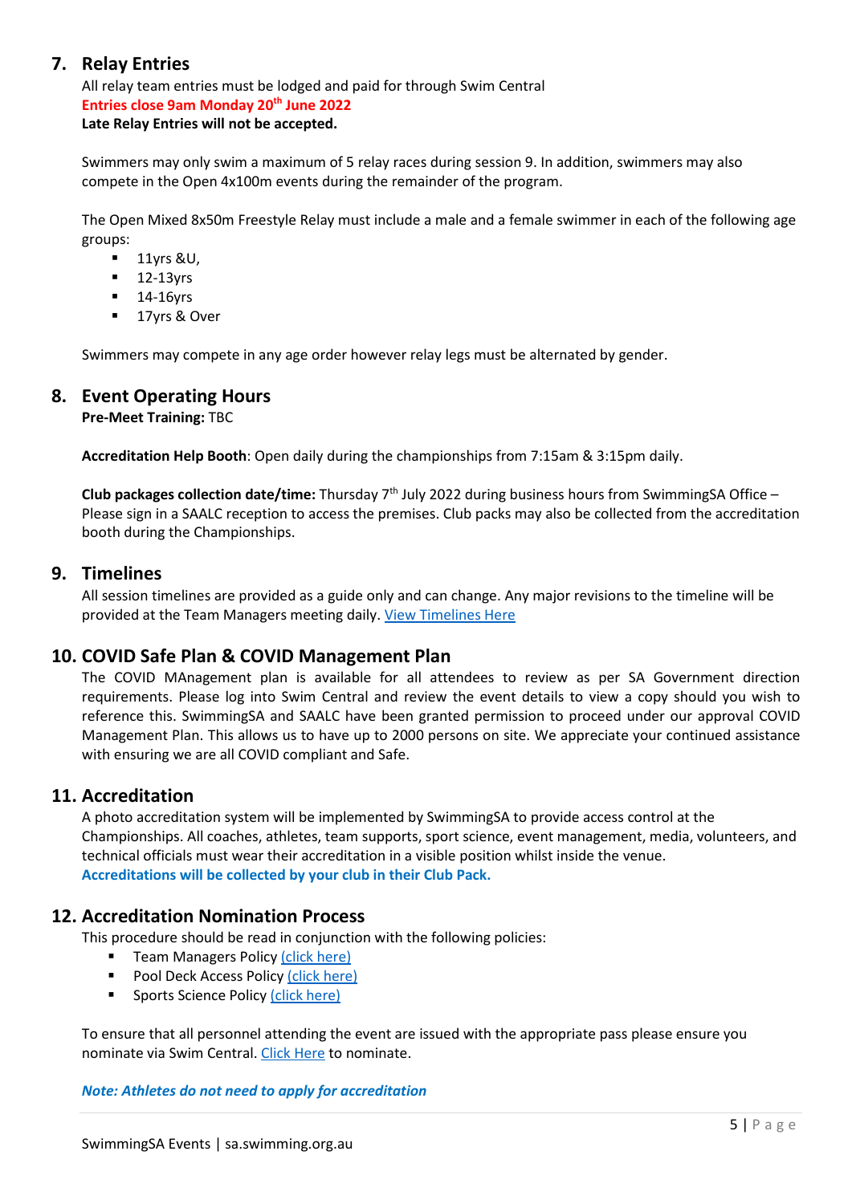## 7. Relay Entries

All relay team entries must be lodged and paid for through Swim Central
**Entries close 9am Monday 20th June 2022**
**Late Relay Entries will not be accepted.**

Swimmers may only swim a maximum of 5 relay races during session 9. In addition, swimmers may also compete in the Open 4x100m events during the remainder of the program.

The Open Mixed 8x50m Freestyle Relay must include a male and a female swimmer in each of the following age groups:

- 11yrs &U,
- 12-13yrs
- 14-16yrs
- 17yrs & Over

Swimmers may compete in any age order however relay legs must be alternated by gender.

## 8. Event Operating Hours

**Pre-Meet Training:** TBC

**Accreditation Help Booth**: Open daily during the championships from 7:15am & 3:15pm daily.

**Club packages collection date/time:** Thursday 7th July 2022 during business hours from SwimmingSA Office – Please sign in a SAALC reception to access the premises. Club packs may also be collected from the accreditation booth during the Championships.

## 9. Timelines

All session timelines are provided as a guide only and can change. Any major revisions to the timeline will be provided at the Team Managers meeting daily. View Timelines Here

## 10. COVID Safe Plan & COVID Management Plan

The COVID MAnagement plan is available for all attendees to review as per SA Government direction requirements. Please log into Swim Central and review the event details to view a copy should you wish to reference this. SwimmingSA and SAALC have been granted permission to proceed under our approval COVID Management Plan. This allows us to have up to 2000 persons on site. We appreciate your continued assistance with ensuring we are all COVID compliant and Safe.

## 11. Accreditation

A photo accreditation system will be implemented by SwimmingSA to provide access control at the Championships. All coaches, athletes, team supports, sport science, event management, media, volunteers, and technical officials must wear their accreditation in a visible position whilst inside the venue.
**Accreditations will be collected by your club in their Club Pack.**

## 12. Accreditation Nomination Process

This procedure should be read in conjunction with the following policies:

- Team Managers Policy (click here)
- Pool Deck Access Policy (click here)
- Sports Science Policy (click here)

To ensure that all personnel attending the event are issued with the appropriate pass please ensure you nominate via Swim Central. Click Here to nominate.

***Note: Athletes do not need to apply for accreditation***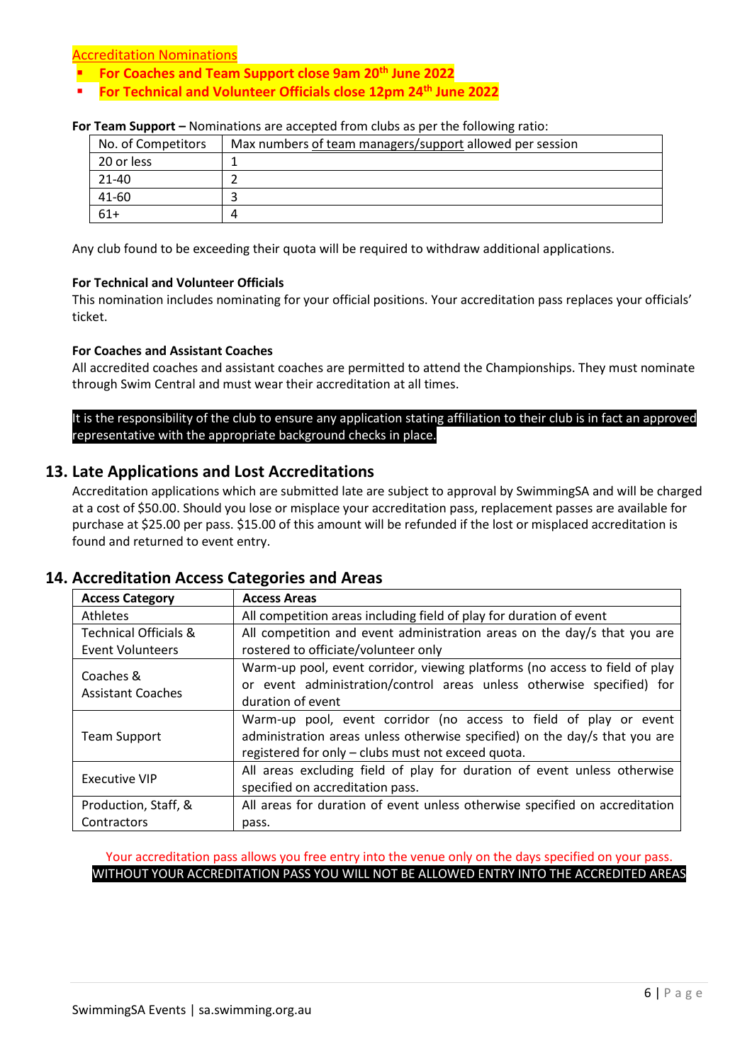Accreditation Nominations

- **For Coaches and Team Support close 9am 20th June 2022**
- **For Technical and Volunteer Officials close 12pm 24th June 2022**

**For Team Support –** Nominations are accepted from clubs as per the following ratio:

| No. of Competitors | Max numbers of team managers/support allowed per session |
|---|---|
| 20 or less | 1 |
| 21-40 | 2 |
| 41-60 | 3 |
| 61+ | 4 |

Any club found to be exceeding their quota will be required to withdraw additional applications.

**For Technical and Volunteer Officials**

This nomination includes nominating for your official positions. Your accreditation pass replaces your officials' ticket.

**For Coaches and Assistant Coaches**

All accredited coaches and assistant coaches are permitted to attend the Championships. They must nominate through Swim Central and must wear their accreditation at all times.

It is the responsibility of the club to ensure any application stating affiliation to their club is in fact an approved representative with the appropriate background checks in place.

## 13. Late Applications and Lost Accreditations

Accreditation applications which are submitted late are subject to approval by SwimmingSA and will be charged at a cost of $50.00. Should you lose or misplace your accreditation pass, replacement passes are available for purchase at $25.00 per pass. $15.00 of this amount will be refunded if the lost or misplaced accreditation is found and returned to event entry.

## 14. Accreditation Access Categories and Areas

| Access Category | Access Areas |
|---|---|
| Athletes | All competition areas including field of play for duration of event |
| Technical Officials & Event Volunteers | All competition and event administration areas on the day/s that you are rostered to officiate/volunteer only |
| Coaches & Assistant Coaches | Warm-up pool, event corridor, viewing platforms (no access to field of play or event administration/control areas unless otherwise specified) for duration of event |
| Team Support | Warm-up pool, event corridor (no access to field of play or event administration areas unless otherwise specified) on the day/s that you are registered for only – clubs must not exceed quota. |
| Executive VIP | All areas excluding field of play for duration of event unless otherwise specified on accreditation pass. |
| Production, Staff, & Contractors | All areas for duration of event unless otherwise specified on accreditation pass. |

Your accreditation pass allows you free entry into the venue only on the days specified on your pass.

WITHOUT YOUR ACCREDITATION PASS YOU WILL NOT BE ALLOWED ENTRY INTO THE ACCREDITED AREAS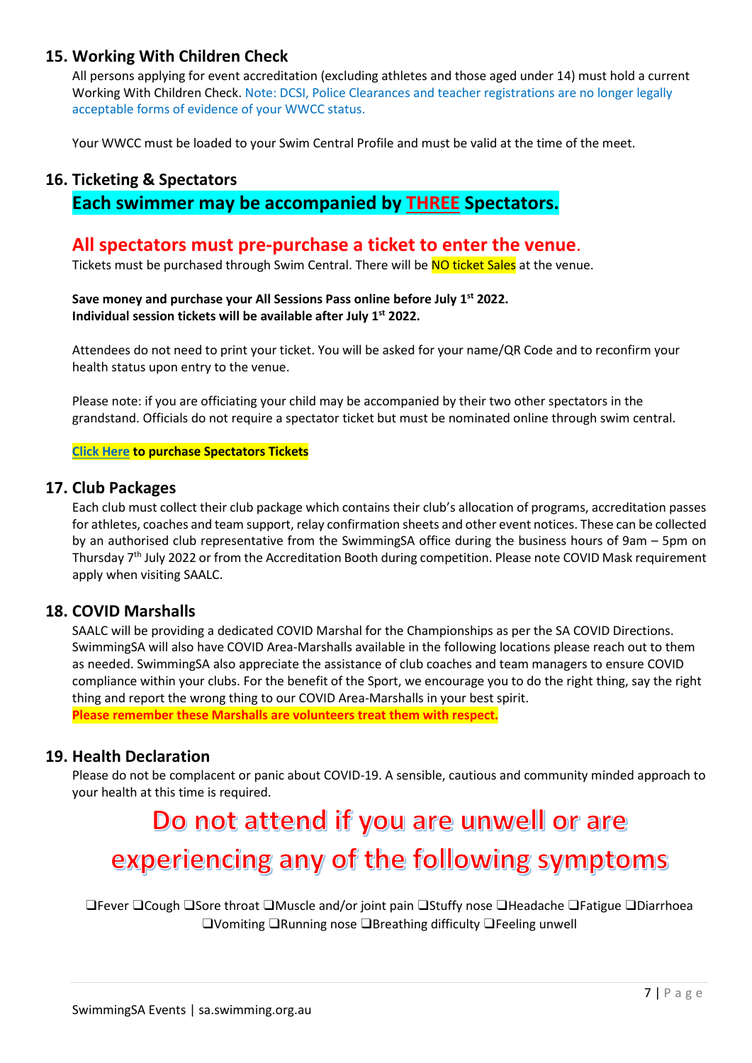## 15. Working With Children Check

All persons applying for event accreditation (excluding athletes and those aged under 14) must hold a current Working With Children Check. Note: DCSI, Police Clearances and teacher registrations are no longer legally acceptable forms of evidence of your WWCC status.

Your WWCC must be loaded to your Swim Central Profile and must be valid at the time of the meet.

## 16. Ticketing & Spectators

**Each swimmer may be accompanied by THREE Spectators.**

**All spectators must pre-purchase a ticket to enter the venue.**

Tickets must be purchased through Swim Central. There will be NO ticket Sales at the venue.

**Save money and purchase your All Sessions Pass online before July 1st 2022.**
**Individual session tickets will be available after July 1st 2022.**

Attendees do not need to print your ticket. You will be asked for your name/QR Code and to reconfirm your health status upon entry to the venue.

Please note: if you are officiating your child may be accompanied by their two other spectators in the grandstand. Officials do not require a spectator ticket but must be nominated online through swim central.

**Click Here to purchase Spectators Tickets**

## 17. Club Packages

Each club must collect their club package which contains their club's allocation of programs, accreditation passes for athletes, coaches and team support, relay confirmation sheets and other event notices. These can be collected by an authorised club representative from the SwimmingSA office during the business hours of 9am – 5pm on Thursday 7th July 2022 or from the Accreditation Booth during competition. Please note COVID Mask requirement apply when visiting SAALC.

## 18. COVID Marshalls

SAALC will be providing a dedicated COVID Marshal for the Championships as per the SA COVID Directions. SwimmingSA will also have COVID Area-Marshalls available in the following locations please reach out to them as needed. SwimmingSA also appreciate the assistance of club coaches and team managers to ensure COVID compliance within your clubs. For the benefit of the Sport, we encourage you to do the right thing, say the right thing and report the wrong thing to our COVID Area-Marshalls in your best spirit.

**Please remember these Marshalls are volunteers treat them with respect.**

## 19. Health Declaration

Please do not be complacent or panic about COVID-19. A sensible, cautious and community minded approach to your health at this time is required.

# Do not attend if you are unwell or are experiencing any of the following symptoms

❑Fever ❑Cough ❑Sore throat ❑Muscle and/or joint pain ❑Stuffy nose ❑Headache ❑Fatigue ❑Diarrhoea ❑Vomiting ❑Running nose ❑Breathing difficulty ❑Feeling unwell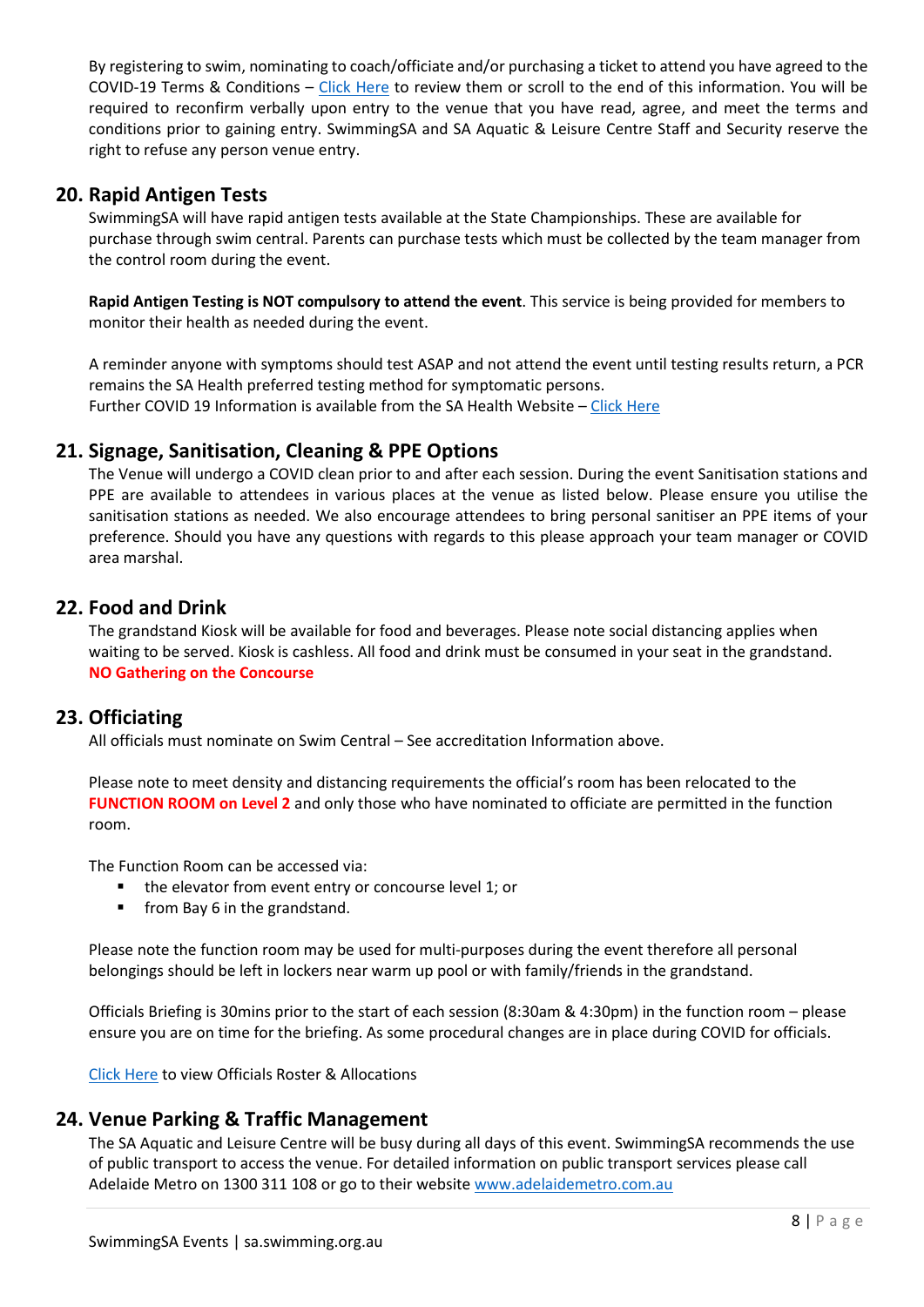By registering to swim, nominating to coach/officiate and/or purchasing a ticket to attend you have agreed to the COVID-19 Terms & Conditions – Click Here to review them or scroll to the end of this information. You will be required to reconfirm verbally upon entry to the venue that you have read, agree, and meet the terms and conditions prior to gaining entry. SwimmingSA and SA Aquatic & Leisure Centre Staff and Security reserve the right to refuse any person venue entry.

## 20. Rapid Antigen Tests

SwimmingSA will have rapid antigen tests available at the State Championships. These are available for purchase through swim central. Parents can purchase tests which must be collected by the team manager from the control room during the event.

**Rapid Antigen Testing is NOT compulsory to attend the event**. This service is being provided for members to monitor their health as needed during the event.

A reminder anyone with symptoms should test ASAP and not attend the event until testing results return, a PCR remains the SA Health preferred testing method for symptomatic persons.
Further COVID 19 Information is available from the SA Health Website – Click Here

## 21. Signage, Sanitisation, Cleaning & PPE Options

The Venue will undergo a COVID clean prior to and after each session. During the event Sanitisation stations and PPE are available to attendees in various places at the venue as listed below. Please ensure you utilise the sanitisation stations as needed. We also encourage attendees to bring personal sanitiser an PPE items of your preference. Should you have any questions with regards to this please approach your team manager or COVID area marshal.

## 22. Food and Drink

The grandstand Kiosk will be available for food and beverages. Please note social distancing applies when waiting to be served. Kiosk is cashless. All food and drink must be consumed in your seat in the grandstand.
**NO Gathering on the Concourse**

## 23. Officiating

All officials must nominate on Swim Central – See accreditation Information above.

Please note to meet density and distancing requirements the official's room has been relocated to the **FUNCTION ROOM on Level 2** and only those who have nominated to officiate are permitted in the function room.

The Function Room can be accessed via:

- the elevator from event entry or concourse level 1; or
- from Bay 6 in the grandstand.

Please note the function room may be used for multi-purposes during the event therefore all personal belongings should be left in lockers near warm up pool or with family/friends in the grandstand.

Officials Briefing is 30mins prior to the start of each session (8:30am & 4:30pm) in the function room – please ensure you are on time for the briefing. As some procedural changes are in place during COVID for officials.

Click Here to view Officials Roster & Allocations

## 24. Venue Parking & Traffic Management

The SA Aquatic and Leisure Centre will be busy during all days of this event. SwimmingSA recommends the use of public transport to access the venue. For detailed information on public transport services please call Adelaide Metro on 1300 311 108 or go to their website www.adelaidemetro.com.au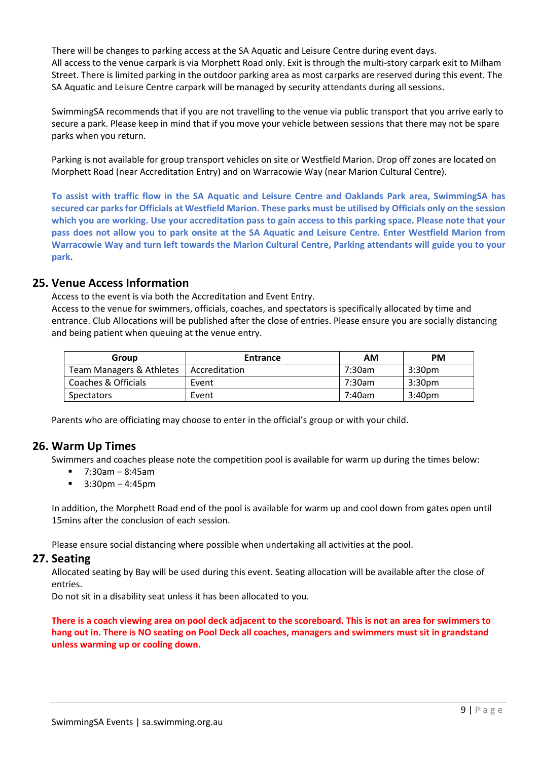There will be changes to parking access at the SA Aquatic and Leisure Centre during event days.
All access to the venue carpark is via Morphett Road only. Exit is through the multi-story carpark exit to Milham Street. There is limited parking in the outdoor parking area as most carparks are reserved during this event. The SA Aquatic and Leisure Centre carpark will be managed by security attendants during all sessions.

SwimmingSA recommends that if you are not travelling to the venue via public transport that you arrive early to secure a park. Please keep in mind that if you move your vehicle between sessions that there may not be spare parks when you return.

Parking is not available for group transport vehicles on site or Westfield Marion. Drop off zones are located on Morphett Road (near Accreditation Entry) and on Warracowie Way (near Marion Cultural Centre).

**To assist with traffic flow in the SA Aquatic and Leisure Centre and Oaklands Park area, SwimmingSA has secured car parks for Officials at Westfield Marion. These parks must be utilised by Officials only on the session which you are working. Use your accreditation pass to gain access to this parking space. Please note that your pass does not allow you to park onsite at the SA Aquatic and Leisure Centre. Enter Westfield Marion from Warracowie Way and turn left towards the Marion Cultural Centre, Parking attendants will guide you to your park.**

## 25. Venue Access Information

Access to the event is via both the Accreditation and Event Entry.
Access to the venue for swimmers, officials, coaches, and spectators is specifically allocated by time and entrance. Club Allocations will be published after the close of entries. Please ensure you are socially distancing and being patient when queuing at the venue entry.

| Group | Entrance | AM | PM |
|---|---|---|---|
| Team Managers & Athletes | Accreditation | 7:30am | 3:30pm |
| Coaches & Officials | Event | 7:30am | 3:30pm |
| Spectators | Event | 7:40am | 3:40pm |

Parents who are officiating may choose to enter in the official's group or with your child.

## 26. Warm Up Times

Swimmers and coaches please note the competition pool is available for warm up during the times below:

- 7:30am – 8:45am
- 3:30pm – 4:45pm

In addition, the Morphett Road end of the pool is available for warm up and cool down from gates open until 15mins after the conclusion of each session.

Please ensure social distancing where possible when undertaking all activities at the pool.

## 27. Seating

Allocated seating by Bay will be used during this event. Seating allocation will be available after the close of entries.
Do not sit in a disability seat unless it has been allocated to you.

**There is a coach viewing area on pool deck adjacent to the scoreboard. This is not an area for swimmers to hang out in. There is NO seating on Pool Deck all coaches, managers and swimmers must sit in grandstand unless warming up or cooling down.**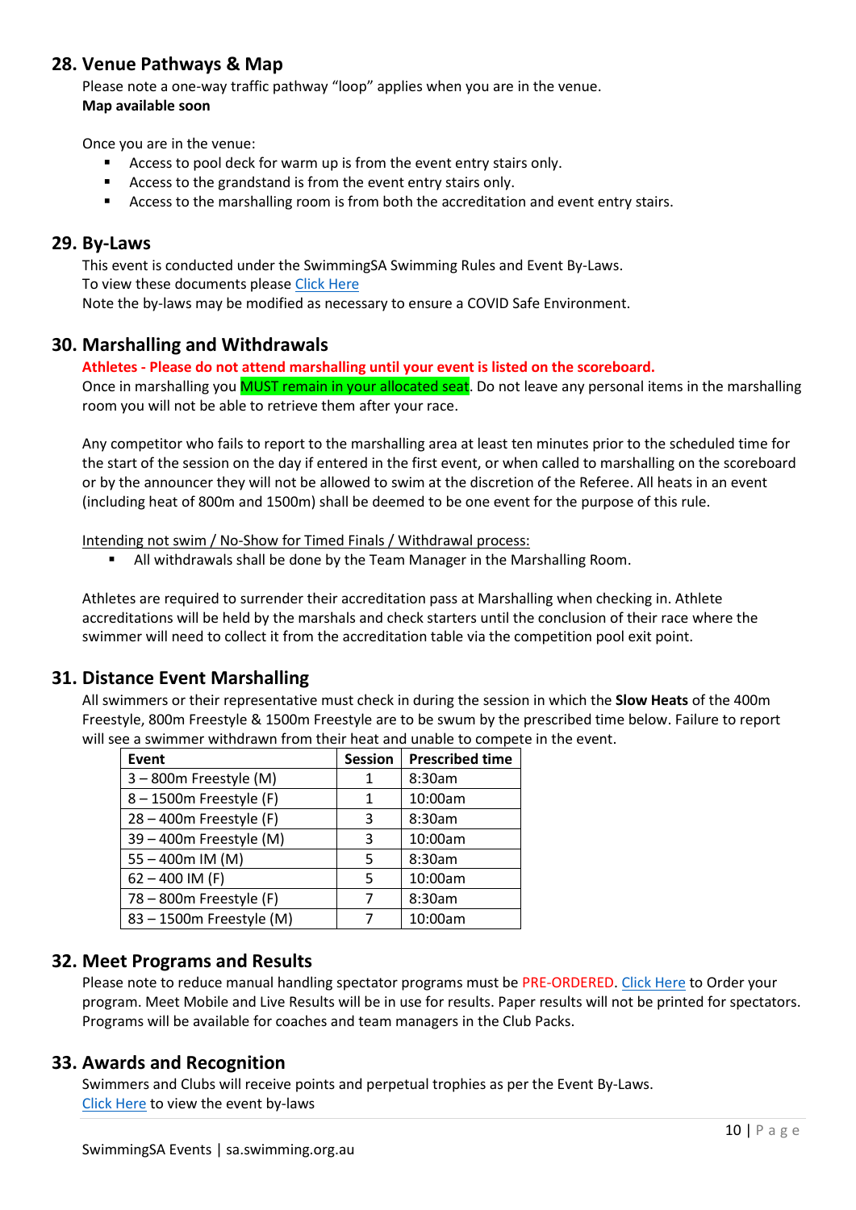## 28. Venue Pathways & Map

Please note a one-way traffic pathway "loop" applies when you are in the venue.
**Map available soon**

Once you are in the venue:

- Access to pool deck for warm up is from the event entry stairs only.
- Access to the grandstand is from the event entry stairs only.
- Access to the marshalling room is from both the accreditation and event entry stairs.

## 29. By-Laws

This event is conducted under the SwimmingSA Swimming Rules and Event By-Laws.
To view these documents please Click Here
Note the by-laws may be modified as necessary to ensure a COVID Safe Environment.

## 30. Marshalling and Withdrawals

**Athletes - Please do not attend marshalling until your event is listed on the scoreboard.**
Once in marshalling you MUST remain in your allocated seat. Do not leave any personal items in the marshalling room you will not be able to retrieve them after your race.

Any competitor who fails to report to the marshalling area at least ten minutes prior to the scheduled time for the start of the session on the day if entered in the first event, or when called to marshalling on the scoreboard or by the announcer they will not be allowed to swim at the discretion of the Referee. All heats in an event (including heat of 800m and 1500m) shall be deemed to be one event for the purpose of this rule.

Intending not swim / No-Show for Timed Finals / Withdrawal process:

- All withdrawals shall be done by the Team Manager in the Marshalling Room.

Athletes are required to surrender their accreditation pass at Marshalling when checking in. Athlete accreditations will be held by the marshals and check starters until the conclusion of their race where the swimmer will need to collect it from the accreditation table via the competition pool exit point.

## 31. Distance Event Marshalling

All swimmers or their representative must check in during the session in which the **Slow Heats** of the 400m Freestyle, 800m Freestyle & 1500m Freestyle are to be swum by the prescribed time below. Failure to report will see a swimmer withdrawn from their heat and unable to compete in the event.

| Event | Session | Prescribed time |
|---|---|---|
| 3 – 800m Freestyle (M) | 1 | 8:30am |
| 8 – 1500m Freestyle (F) | 1 | 10:00am |
| 28 – 400m Freestyle (F) | 3 | 8:30am |
| 39 – 400m Freestyle (M) | 3 | 10:00am |
| 55 – 400m IM (M) | 5 | 8:30am |
| 62 – 400 IM (F) | 5 | 10:00am |
| 78 – 800m Freestyle (F) | 7 | 8:30am |
| 83 – 1500m Freestyle (M) | 7 | 10:00am |

## 32. Meet Programs and Results

Please note to reduce manual handling spectator programs must be PRE-ORDERED. Click Here to Order your program. Meet Mobile and Live Results will be in use for results. Paper results will not be printed for spectators. Programs will be available for coaches and team managers in the Club Packs.

## 33. Awards and Recognition

Swimmers and Clubs will receive points and perpetual trophies as per the Event By-Laws.
Click Here to view the event by-laws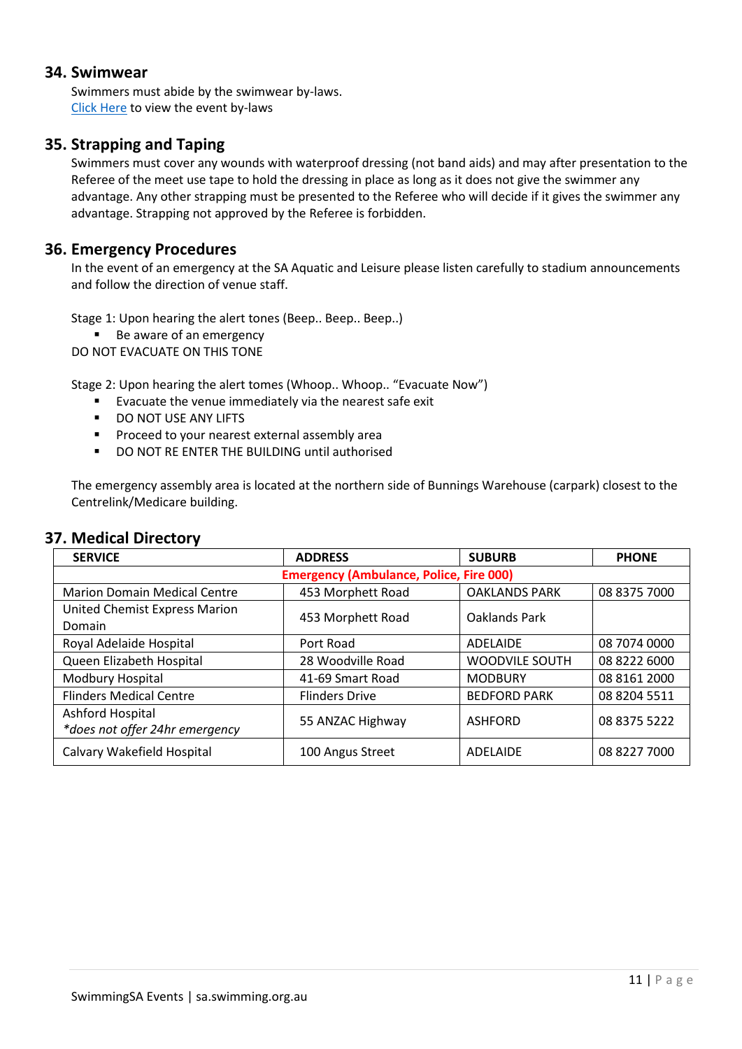## 34. Swimwear

Swimmers must abide by the swimwear by-laws.
Click Here to view the event by-laws

## 35. Strapping and Taping

Swimmers must cover any wounds with waterproof dressing (not band aids) and may after presentation to the Referee of the meet use tape to hold the dressing in place as long as it does not give the swimmer any advantage. Any other strapping must be presented to the Referee who will decide if it gives the swimmer any advantage. Strapping not approved by the Referee is forbidden.

## 36. Emergency Procedures

In the event of an emergency at the SA Aquatic and Leisure please listen carefully to stadium announcements and follow the direction of venue staff.

Stage 1: Upon hearing the alert tones (Beep.. Beep.. Beep..)

- Be aware of an emergency

DO NOT EVACUATE ON THIS TONE

Stage 2: Upon hearing the alert tomes (Whoop.. Whoop.. "Evacuate Now")

- Evacuate the venue immediately via the nearest safe exit
- DO NOT USE ANY LIFTS
- Proceed to your nearest external assembly area
- DO NOT RE ENTER THE BUILDING until authorised

The emergency assembly area is located at the northern side of Bunnings Warehouse (carpark) closest to the Centrelink/Medicare building.

## 37. Medical Directory

| SERVICE | ADDRESS | SUBURB | PHONE |
|---|---|---|---|
| **Emergency (Ambulance, Police, Fire 000)** | | | |
| Marion Domain Medical Centre | 453 Morphett Road | OAKLANDS PARK | 08 8375 7000 |
| United Chemist Express Marion Domain | 453 Morphett Road | Oaklands Park | |
| Royal Adelaide Hospital | Port Road | ADELAIDE | 08 7074 0000 |
| Queen Elizabeth Hospital | 28 Woodville Road | WOODVILE SOUTH | 08 8222 6000 |
| Modbury Hospital | 41-69 Smart Road | MODBURY | 08 8161 2000 |
| Flinders Medical Centre | Flinders Drive | BEDFORD PARK | 08 8204 5511 |
| Ashford Hospital<br>*\*does not offer 24hr emergency* | 55 ANZAC Highway | ASHFORD | 08 8375 5222 |
| Calvary Wakefield Hospital | 100 Angus Street | ADELAIDE | 08 8227 7000 |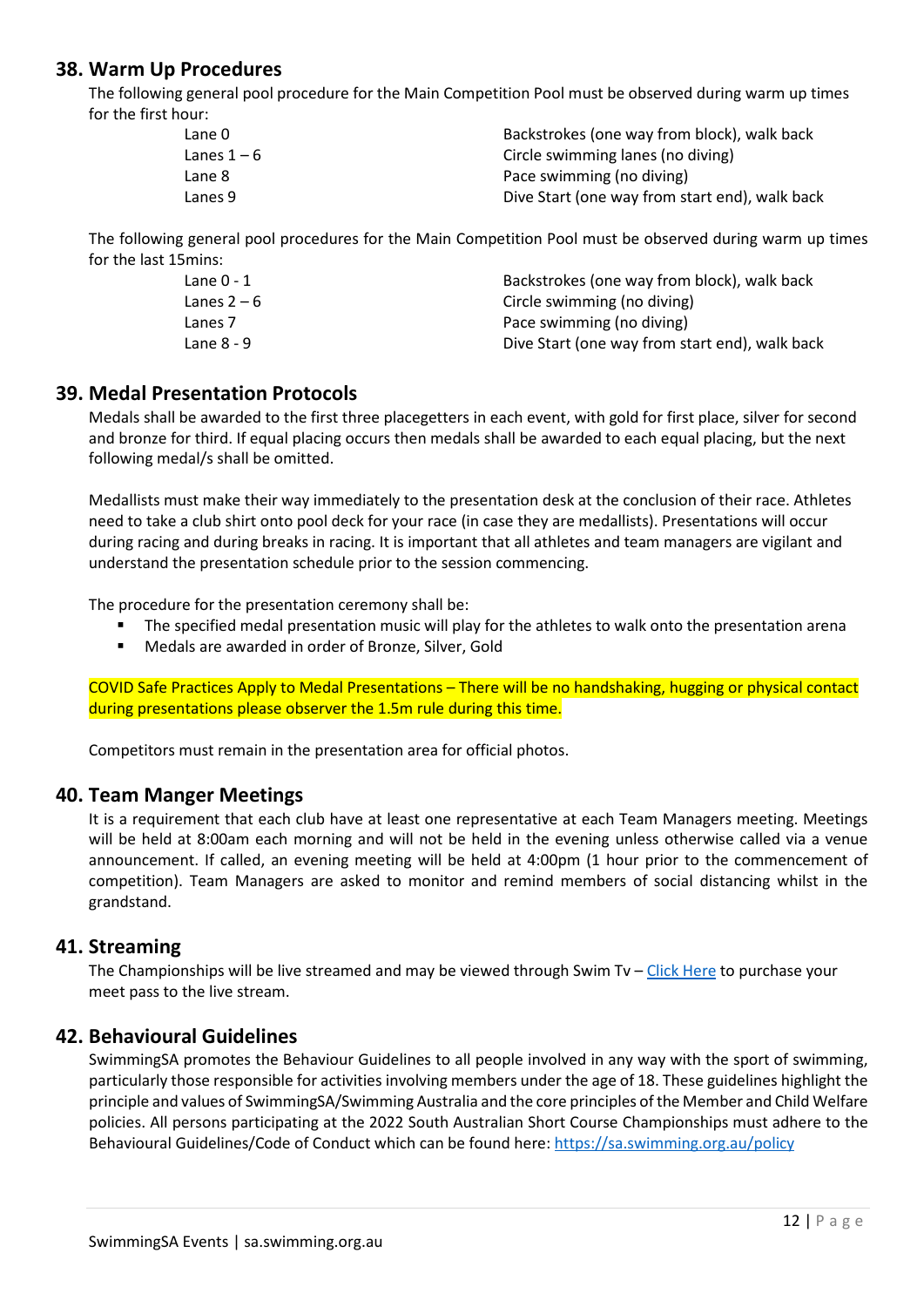## 38. Warm Up Procedures

The following general pool procedure for the Main Competition Pool must be observed during warm up times for the first hour:

| | |
|---|---|
| Lane 0 | Backstrokes (one way from block), walk back |
| Lanes 1 – 6 | Circle swimming lanes (no diving) |
| Lane 8 | Pace swimming (no diving) |
| Lanes 9 | Dive Start (one way from start end), walk back |

The following general pool procedures for the Main Competition Pool must be observed during warm up times for the last 15mins:

| | |
|---|---|
| Lane 0 - 1 | Backstrokes (one way from block), walk back |
| Lanes 2 – 6 | Circle swimming (no diving) |
| Lanes 7 | Pace swimming (no diving) |
| Lane 8 - 9 | Dive Start (one way from start end), walk back |

## 39. Medal Presentation Protocols

Medals shall be awarded to the first three placegetters in each event, with gold for first place, silver for second and bronze for third. If equal placing occurs then medals shall be awarded to each equal placing, but the next following medal/s shall be omitted.

Medallists must make their way immediately to the presentation desk at the conclusion of their race. Athletes need to take a club shirt onto pool deck for your race (in case they are medallists). Presentations will occur during racing and during breaks in racing. It is important that all athletes and team managers are vigilant and understand the presentation schedule prior to the session commencing.

The procedure for the presentation ceremony shall be:

- The specified medal presentation music will play for the athletes to walk onto the presentation arena
- Medals are awarded in order of Bronze, Silver, Gold

COVID Safe Practices Apply to Medal Presentations – There will be no handshaking, hugging or physical contact during presentations please observer the 1.5m rule during this time.

Competitors must remain in the presentation area for official photos.

## 40. Team Manger Meetings

It is a requirement that each club have at least one representative at each Team Managers meeting. Meetings will be held at 8:00am each morning and will not be held in the evening unless otherwise called via a venue announcement. If called, an evening meeting will be held at 4:00pm (1 hour prior to the commencement of competition). Team Managers are asked to monitor and remind members of social distancing whilst in the grandstand.

## 41. Streaming

The Championships will be live streamed and may be viewed through Swim Tv – Click Here to purchase your meet pass to the live stream.

## 42. Behavioural Guidelines

SwimmingSA promotes the Behaviour Guidelines to all people involved in any way with the sport of swimming, particularly those responsible for activities involving members under the age of 18. These guidelines highlight the principle and values of SwimmingSA/Swimming Australia and the core principles of the Member and Child Welfare policies. All persons participating at the 2022 South Australian Short Course Championships must adhere to the Behavioural Guidelines/Code of Conduct which can be found here: https://sa.swimming.org.au/policy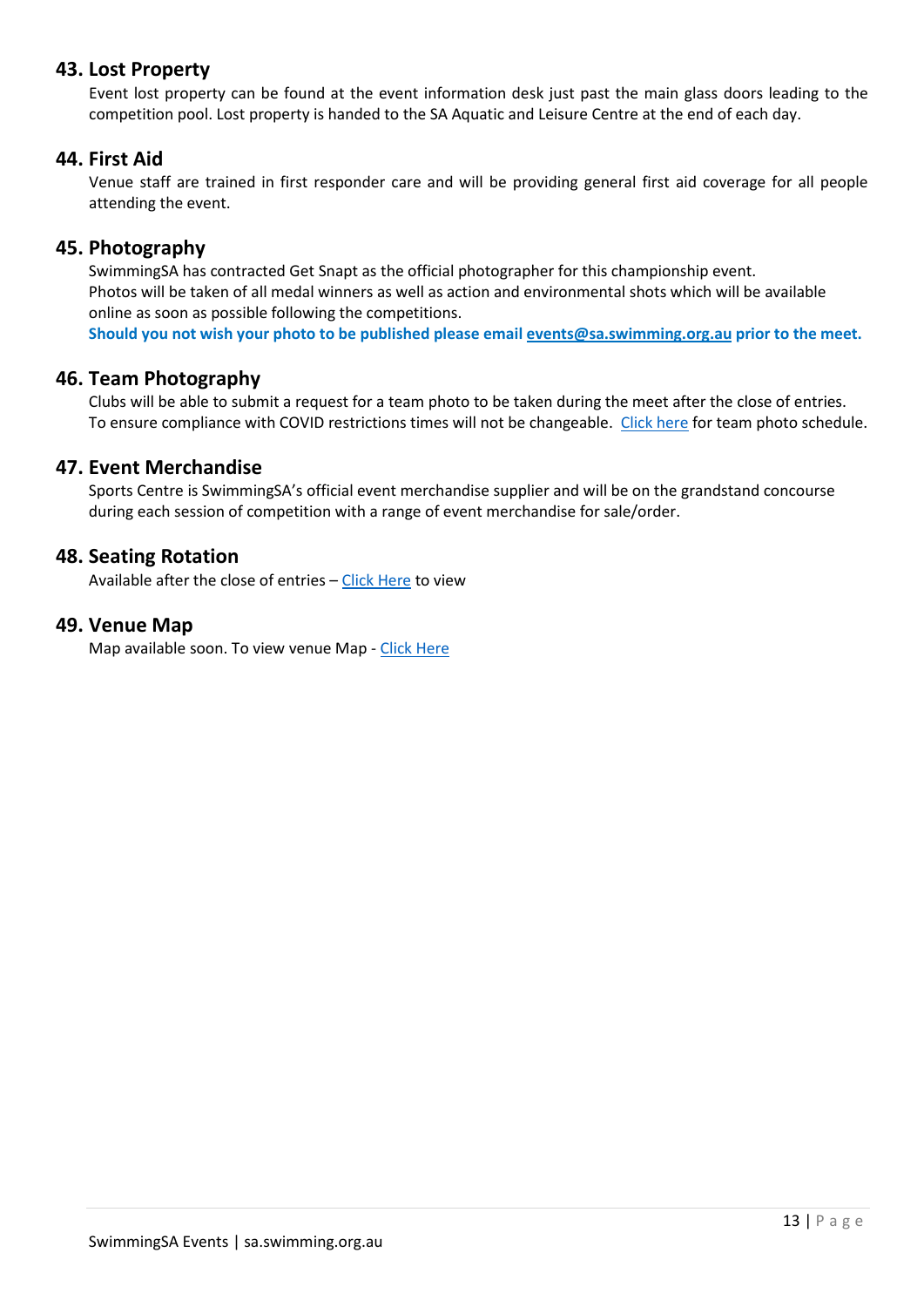## 43. Lost Property

Event lost property can be found at the event information desk just past the main glass doors leading to the competition pool. Lost property is handed to the SA Aquatic and Leisure Centre at the end of each day.

## 44. First Aid

Venue staff are trained in first responder care and will be providing general first aid coverage for all people attending the event.

## 45. Photography

SwimmingSA has contracted Get Snapt as the official photographer for this championship event.
Photos will be taken of all medal winners as well as action and environmental shots which will be available online as soon as possible following the competitions.
**Should you not wish your photo to be published please email events@sa.swimming.org.au prior to the meet.**

## 46. Team Photography

Clubs will be able to submit a request for a team photo to be taken during the meet after the close of entries.
To ensure compliance with COVID restrictions times will not be changeable. Click here for team photo schedule.

## 47. Event Merchandise

Sports Centre is SwimmingSA's official event merchandise supplier and will be on the grandstand concourse during each session of competition with a range of event merchandise for sale/order.

## 48. Seating Rotation

Available after the close of entries – Click Here to view

## 49. Venue Map

Map available soon. To view venue Map - Click Here